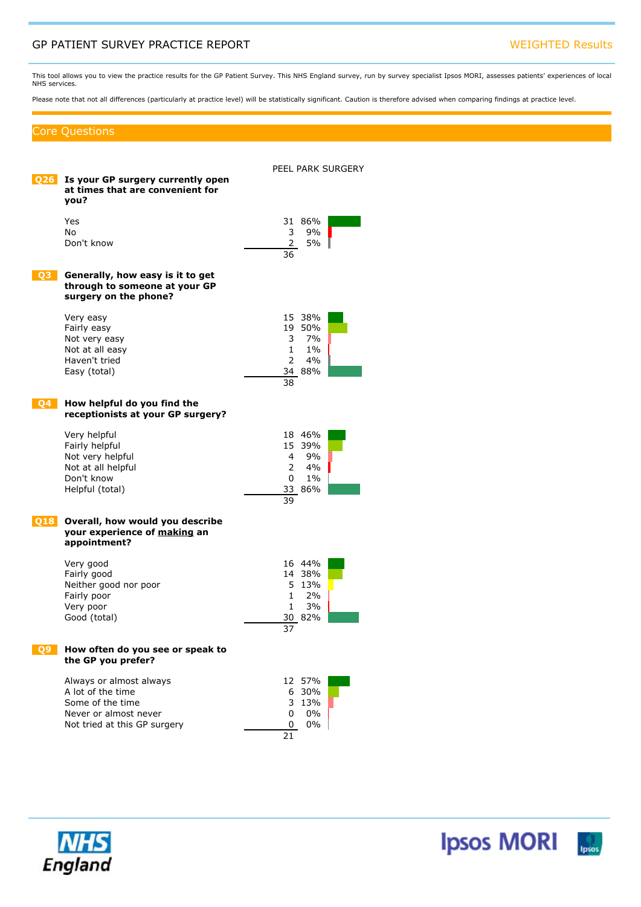GP PATIENT SURVEY PRACTICE REPORT

WEIGHTED Results

This tool allows you to view the practice results for the GP Patient Survey. This NHS England survey, run by survey specialist Ipsos MORI, assesses patients' experiences of local NHS services.

Please note that not all differences (particularly at practice level) will be statistically significant. Caution is therefore advised when comparing findings at practice level.

## Core Questions

PEEL PARK SURGERY

### Q26 Is your GP surgery currently open at times that are convenient for you?

| Response | N | % |
|---|---|---|
| Yes | 31 | 86% |
| No | 3 | 9% |
| Don't know | 2 | 5% |
| | 36 | |

### Q3 Generally, how easy is it to get through to someone at your GP surgery on the phone?

| Response | N | % |
|---|---|---|
| Very easy | 15 | 38% |
| Fairly easy | 19 | 50% |
| Not very easy | 3 | 7% |
| Not at all easy | 1 | 1% |
| Haven't tried | 2 | 4% |
| Easy (total) | 34 | 88% |
| | 38 | |

### Q4 How helpful do you find the receptionists at your GP surgery?

| Response | N | % |
|---|---|---|
| Very helpful | 18 | 46% |
| Fairly helpful | 15 | 39% |
| Not very helpful | 4 | 9% |
| Not at all helpful | 2 | 4% |
| Don't know | 0 | 1% |
| Helpful (total) | 33 | 86% |
| | 39 | |

### Q18 Overall, how would you describe your experience of making an appointment?

| Response | N | % |
|---|---|---|
| Very good | 16 | 44% |
| Fairly good | 14 | 38% |
| Neither good nor poor | 5 | 13% |
| Fairly poor | 1 | 2% |
| Very poor | 1 | 3% |
| Good (total) | 30 | 82% |
| | 37 | |

### Q9 How often do you see or speak to the GP you prefer?

| Response | N | % |
|---|---|---|
| Always or almost always | 12 | 57% |
| A lot of the time | 6 | 30% |
| Some of the time | 3 | 13% |
| Never or almost never | 0 | 0% |
| Not tried at this GP surgery | 0 | 0% |
| | 21 | |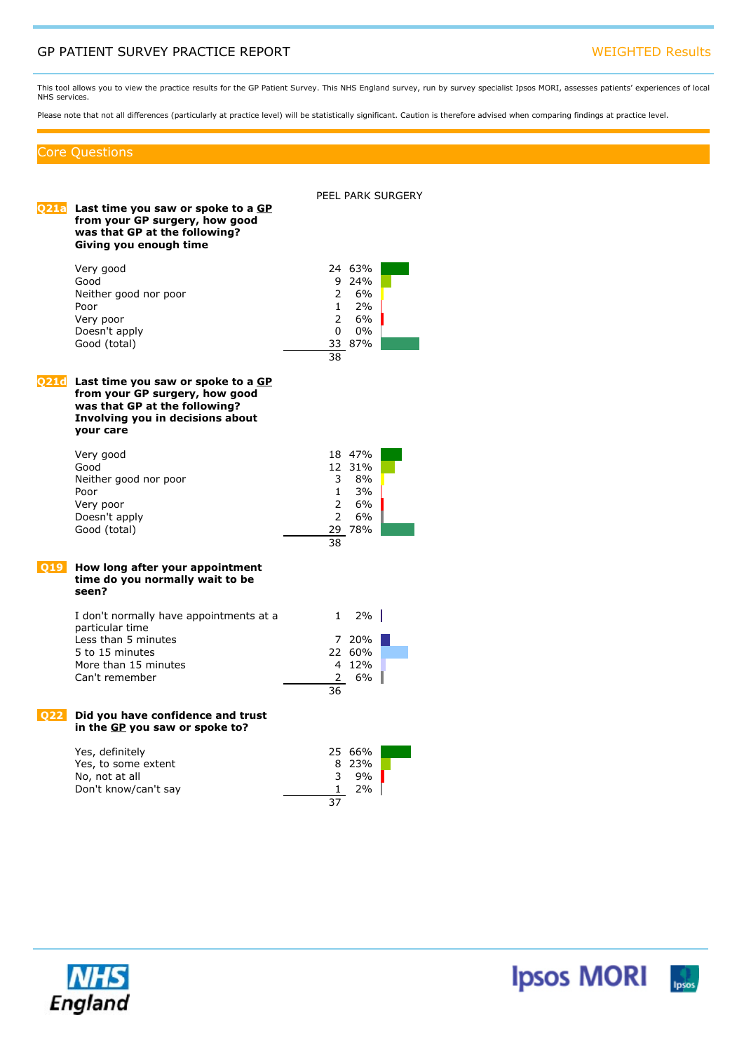## GP PATIENT SURVEY PRACTICE REPORT

WEIGHTED Results

This tool allows you to view the practice results for the GP Patient Survey. This NHS England survey, run by survey specialist Ipsos MORI, assesses patients' experiences of local NHS services.

Please note that not all differences (particularly at practice level) will be statistically significant. Caution is therefore advised when comparing findings at practice level.

## Core Questions

PEEL PARK SURGERY

### Q21a Last time you saw or spoke to a GP from your GP surgery, how good was that GP at the following? Giving you enough time

| Response | N | % |
|---|---|---|
| Very good | 24 | 63% |
| Good | 9 | 24% |
| Neither good nor poor | 2 | 6% |
| Poor | 1 | 2% |
| Very poor | 2 | 6% |
| Doesn't apply | 0 | 0% |
| Good (total) | 33 | 87% |
| | 38 | |

### Q21d Last time you saw or spoke to a GP from your GP surgery, how good was that GP at the following? Involving you in decisions about your care

| Response | N | % |
|---|---|---|
| Very good | 18 | 47% |
| Good | 12 | 31% |
| Neither good nor poor | 3 | 8% |
| Poor | 1 | 3% |
| Very poor | 2 | 6% |
| Doesn't apply | 2 | 6% |
| Good (total) | 29 | 78% |
| | 38 | |

### Q19 How long after your appointment time do you normally wait to be seen?

| Response | N | % |
|---|---|---|
| I don't normally have appointments at a particular time | 1 | 2% |
| Less than 5 minutes | 7 | 20% |
| 5 to 15 minutes | 22 | 60% |
| More than 15 minutes | 4 | 12% |
| Can't remember | 2 | 6% |
| | 36 | |

### Q22 Did you have confidence and trust in the GP you saw or spoke to?

| Response | N | % |
|---|---|---|
| Yes, definitely | 25 | 66% |
| Yes, to some extent | 8 | 23% |
| No, not at all | 3 | 9% |
| Don't know/can't say | 1 | 2% |
| | 37 | |

NHS England

Ipsos MORI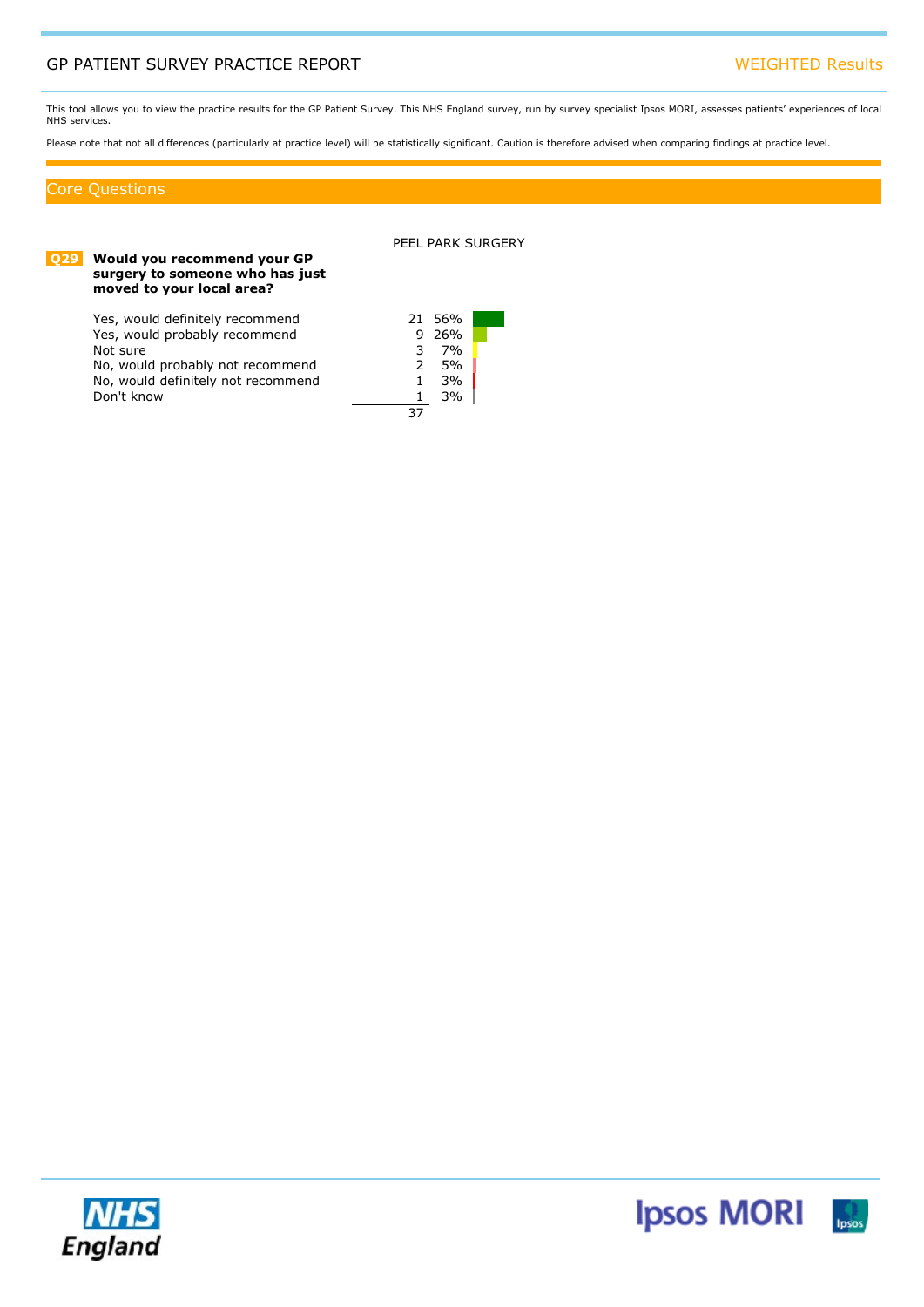GP PATIENT SURVEY PRACTICE REPORT

WEIGHTED Results

This tool allows you to view the practice results for the GP Patient Survey. This NHS England survey, run by survey specialist Ipsos MORI, assesses patients' experiences of local NHS services.

Please note that not all differences (particularly at practice level) will be statistically significant. Caution is therefore advised when comparing findings at practice level.

## Core Questions

PEEL PARK SURGERY

**Q29 Would you recommend your GP surgery to someone who has just moved to your local area?**

| | | |
|---|---|---|
| Yes, would definitely recommend | 21 | 56% |
| Yes, would probably recommend | 9 | 26% |
| Not sure | 3 | 7% |
| No, would probably not recommend | 2 | 5% |
| No, would definitely not recommend | 1 | 3% |
| Don't know | 1 | 3% |
| | 37 | |

NHS England

Ipsos MORI